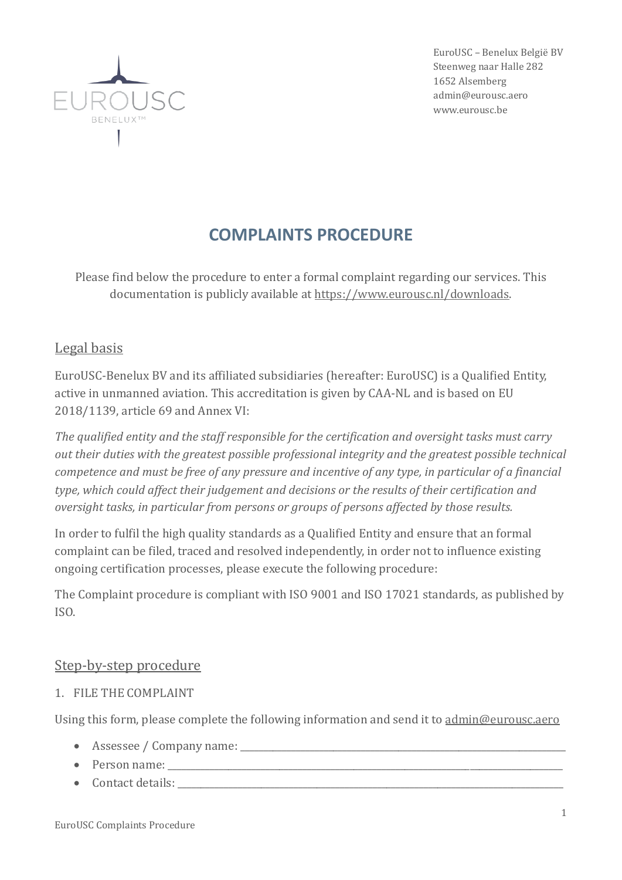EuroUSC – Benelux België BV
Steenweg naar Halle 282
1652 Alsemberg
admin@eurousc.aero
www.eurousc.be

# COMPLAINTS PROCEDURE

Please find below the procedure to enter a formal complaint regarding our services. This documentation is publicly available at https://www.eurousc.nl/downloads.

## Legal basis

EuroUSC-Benelux BV and its affiliated subsidiaries (hereafter: EuroUSC) is a Qualified Entity, active in unmanned aviation. This accreditation is given by CAA-NL and is based on EU 2018/1139, article 69 and Annex VI:

*The qualified entity and the staff responsible for the certification and oversight tasks must carry out their duties with the greatest possible professional integrity and the greatest possible technical competence and must be free of any pressure and incentive of any type, in particular of a financial type, which could affect their judgement and decisions or the results of their certification and oversight tasks, in particular from persons or groups of persons affected by those results.*

In order to fulfil the high quality standards as a Qualified Entity and ensure that an formal complaint can be filed, traced and resolved independently, in order not to influence existing ongoing certification processes, please execute the following procedure:

The Complaint procedure is compliant with ISO 9001 and ISO 17021 standards, as published by ISO.

## Step-by-step procedure

1. FILE THE COMPLAINT

Using this form, please complete the following information and send it to admin@eurousc.aero

- Assessee / Company name: ______________________________
- Person name: ______________________________
- Contact details: ______________________________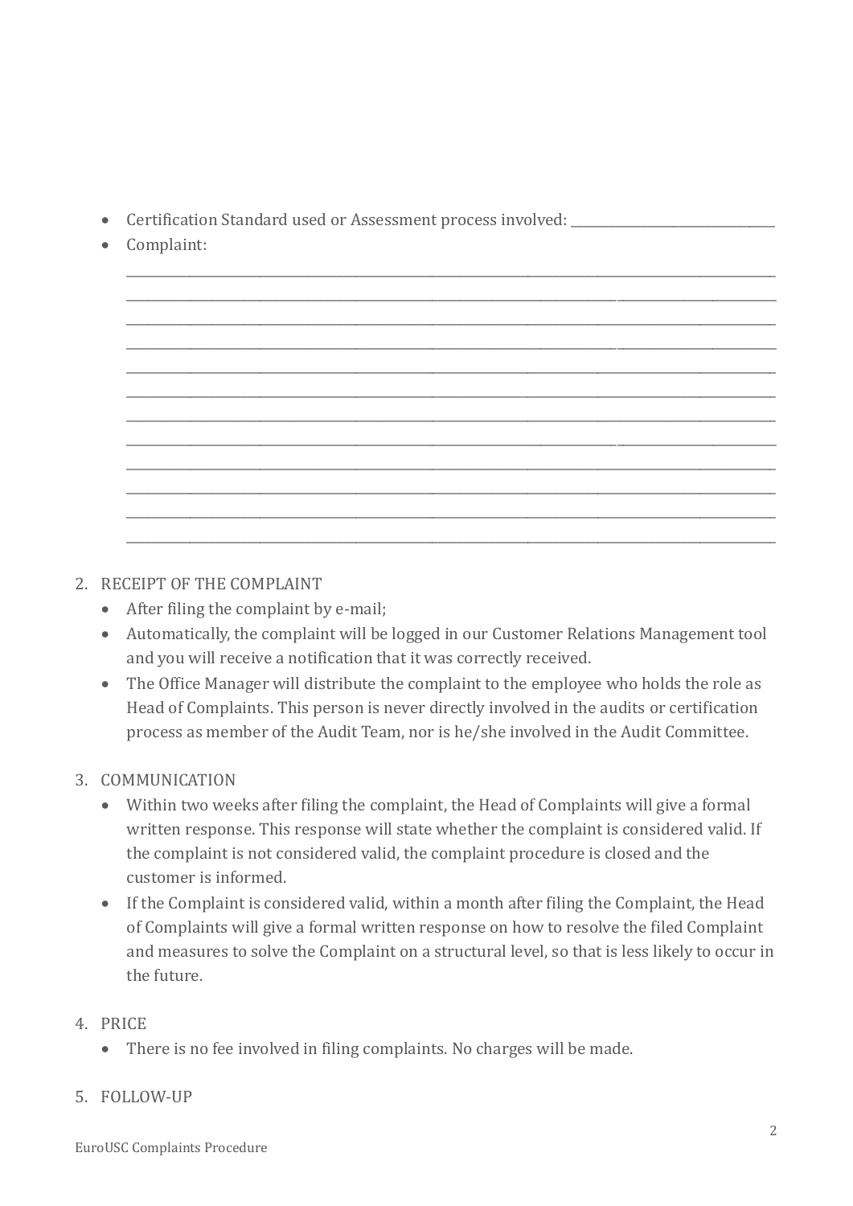- Certification Standard used or Assessment process involved: ______________________________
- Complaint:

  ______________________________________________________________________________________________
  ______________________________________________________________________________________________
  ______________________________________________________________________________________________
  ______________________________________________________________________________________________
  ______________________________________________________________________________________________
  ______________________________________________________________________________________________
  ______________________________________________________________________________________________
  ______________________________________________________________________________________________
  ______________________________________________________________________________________________
  ______________________________________________________________________________________________
  ______________________________________________________________________________________________
  ______________________________________________________________________________________________

2. RECEIPT OF THE COMPLAINT
   - After filing the complaint by e-mail;
   - Automatically, the complaint will be logged in our Customer Relations Management tool and you will receive a notification that it was correctly received.
   - The Office Manager will distribute the complaint to the employee who holds the role as Head of Complaints. This person is never directly involved in the audits or certification process as member of the Audit Team, nor is he/she involved in the Audit Committee.

3. COMMUNICATION
   - Within two weeks after filing the complaint, the Head of Complaints will give a formal written response. This response will state whether the complaint is considered valid. If the complaint is not considered valid, the complaint procedure is closed and the customer is informed.
   - If the Complaint is considered valid, within a month after filing the Complaint, the Head of Complaints will give a formal written response on how to resolve the filed Complaint and measures to solve the Complaint on a structural level, so that is less likely to occur in the future.

4. PRICE
   - There is no fee involved in filing complaints. No charges will be made.

5. FOLLOW-UP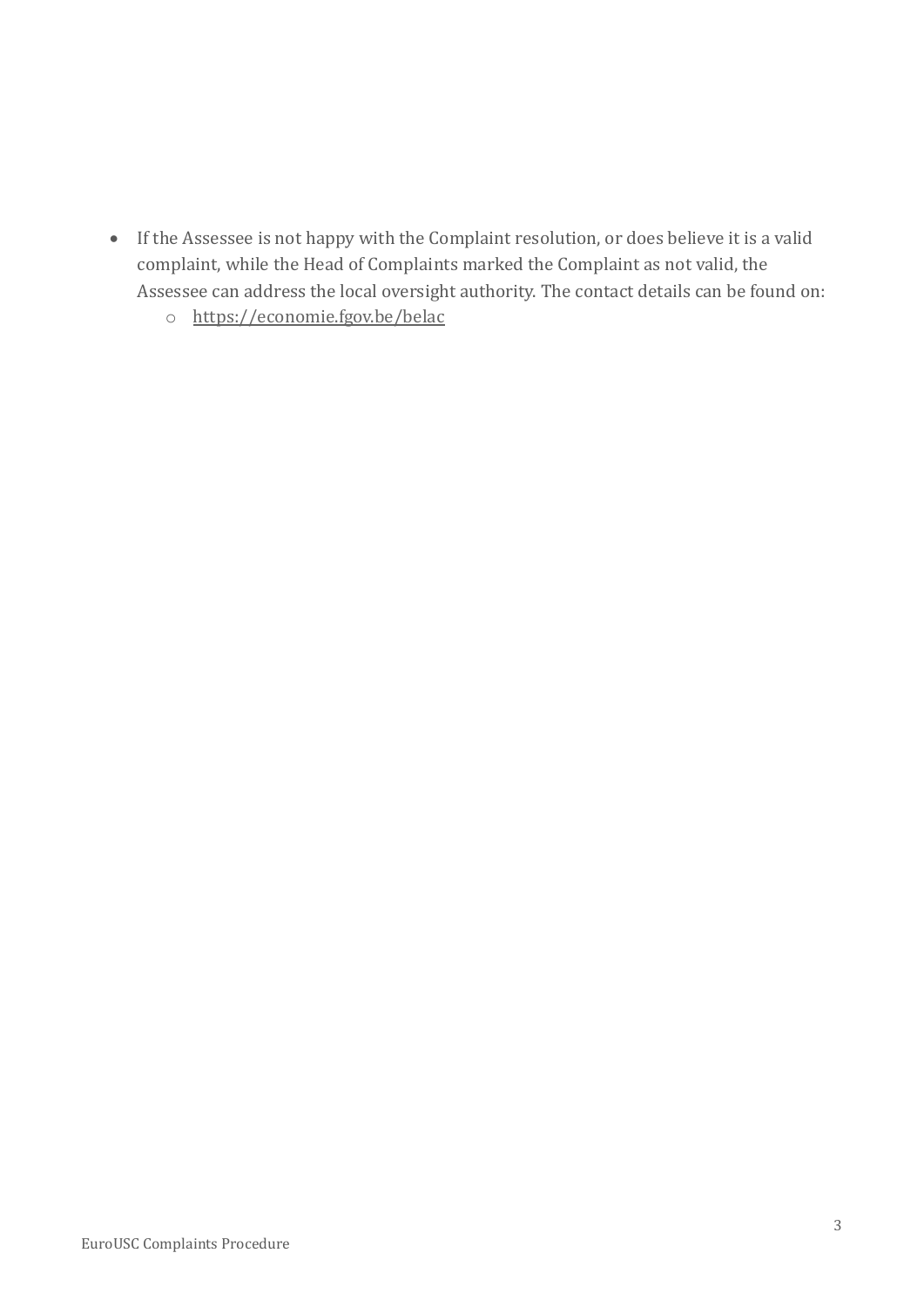- If the Assessee is not happy with the Complaint resolution, or does believe it is a valid complaint, while the Head of Complaints marked the Complaint as not valid, the Assessee can address the local oversight authority. The contact details can be found on:
  - https://economie.fgov.be/belac